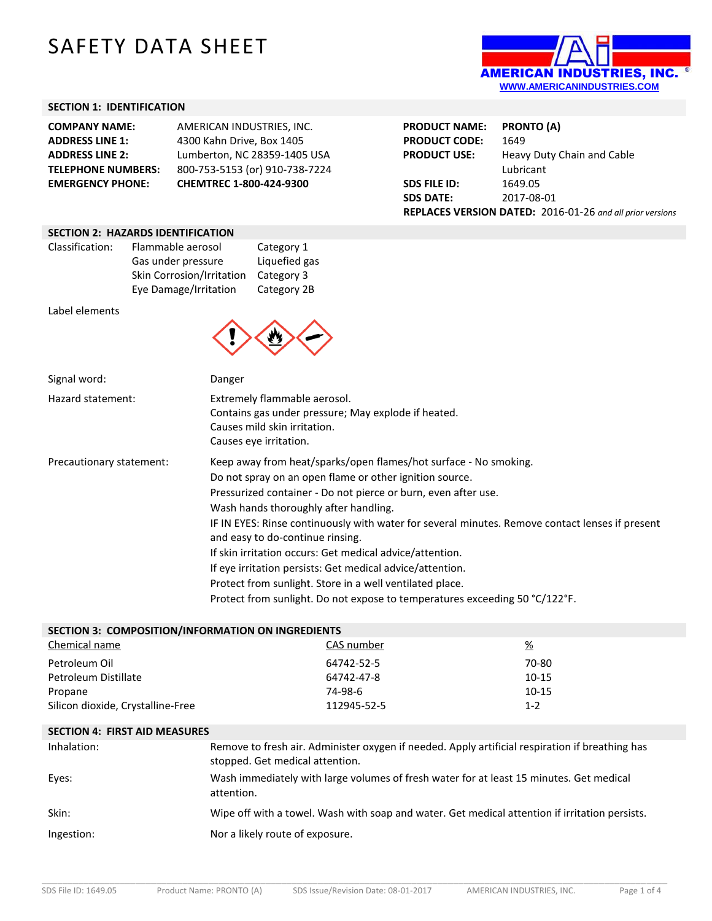# SAFETY DATA SHEET

AMERICAN INDUSTRIES, INC.
WWW.AMERICANINDUSTRIES.COM

## SECTION 1: IDENTIFICATION

| | |
|---|---|
| **COMPANY NAME:** | AMERICAN INDUSTRIES, INC. |
| **ADDRESS LINE 1:** | 4300 Kahn Drive, Box 1405 |
| **ADDRESS LINE 2:** | Lumberton, NC 28359-1405 USA |
| **TELEPHONE NUMBERS:** | 800-753-5153 (or) 910-738-7224 |
| **EMERGENCY PHONE:** | **CHEMTREC 1-800-424-9300** |

| | |
|---|---|
| **PRODUCT NAME:** | **PRONTO (A)** |
| **PRODUCT CODE:** | 1649 |
| **PRODUCT USE:** | Heavy Duty Chain and Cable Lubricant |
| **SDS FILE ID:** | 1649.05 |
| **SDS DATE:** | 2017-08-01 |

**REPLACES VERSION DATED:** 2016-01-26 *and all prior versions*

## SECTION 2: HAZARDS IDENTIFICATION

| Classification: | | |
|---|---|---|
| | Flammable aerosol | Category 1 |
| | Gas under pressure | Liquefied gas |
| | Skin Corrosion/Irritation | Category 3 |
| | Eye Damage/Irritation | Category 2B |

Label elements

Signal word: Danger

Hazard statement:
- Extremely flammable aerosol.
- Contains gas under pressure; May explode if heated.
- Causes mild skin irritation.
- Causes eye irritation.

Precautionary statement:
- Keep away from heat/sparks/open flames/hot surface - No smoking.
- Do not spray on an open flame or other ignition source.
- Pressurized container - Do not pierce or burn, even after use.
- Wash hands thoroughly after handling.
- IF IN EYES: Rinse continuously with water for several minutes. Remove contact lenses if present and easy to do-continue rinsing.
- If skin irritation occurs: Get medical advice/attention.
- If eye irritation persists: Get medical advice/attention.
- Protect from sunlight. Store in a well ventilated place.
- Protect from sunlight. Do not expose to temperatures exceeding 50 °C/122°F.

## SECTION 3: COMPOSITION/INFORMATION ON INGREDIENTS

| Chemical name | CAS number | % |
|---|---|---|
| Petroleum Oil | 64742-52-5 | 70-80 |
| Petroleum Distillate | 64742-47-8 | 10-15 |
| Propane | 74-98-6 | 10-15 |
| Silicon dioxide, Crystalline-Free | 112945-52-5 | 1-2 |

## SECTION 4: FIRST AID MEASURES

| | |
|---|---|
| Inhalation: | Remove to fresh air. Administer oxygen if needed. Apply artificial respiration if breathing has stopped. Get medical attention. |
| Eyes: | Wash immediately with large volumes of fresh water for at least 15 minutes. Get medical attention. |
| Skin: | Wipe off with a towel. Wash with soap and water. Get medical attention if irritation persists. |
| Ingestion: | Nor a likely route of exposure. |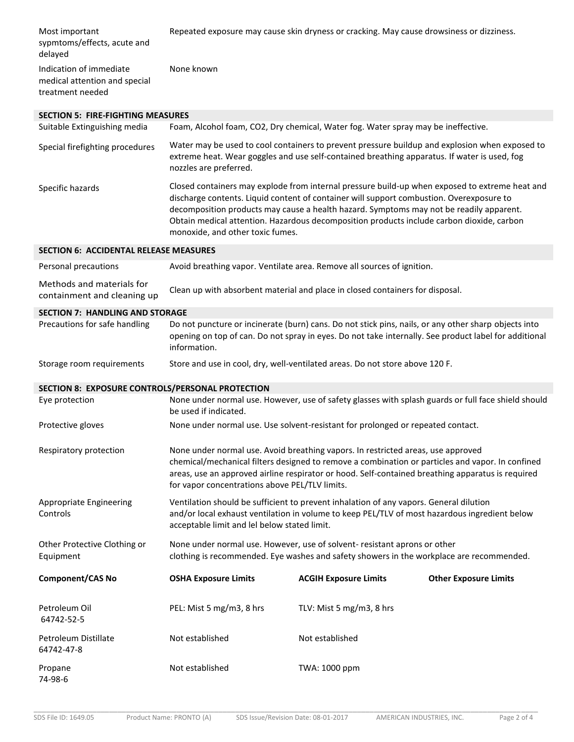| | |
|---|---|
| Most important sypmtoms/effects, acute and delayed | Repeated exposure may cause skin dryness or cracking. May cause drowsiness or dizziness. |
| Indication of immediate medical attention and special treatment needed | None known |

## SECTION 5: FIRE-FIGHTING MEASURES

| | |
|---|---|
| Suitable Extinguishing media | Foam, Alcohol foam, CO2, Dry chemical, Water fog. Water spray may be ineffective. |
| Special firefighting procedures | Water may be used to cool containers to prevent pressure buildup and explosion when exposed to extreme heat. Wear goggles and use self-contained breathing apparatus. If water is used, fog nozzles are preferred. |
| Specific hazards | Closed containers may explode from internal pressure build-up when exposed to extreme heat and discharge contents. Liquid content of container will support combustion. Overexposure to decomposition products may cause a health hazard. Symptoms may not be readily apparent. Obtain medical attention. Hazardous decomposition products include carbon dioxide, carbon monoxide, and other toxic fumes. |

## SECTION 6: ACCIDENTAL RELEASE MEASURES

| | |
|---|---|
| Personal precautions | Avoid breathing vapor. Ventilate area. Remove all sources of ignition. |
| Methods and materials for containment and cleaning up | Clean up with absorbent material and place in closed containers for disposal. |

## SECTION 7: HANDLING AND STORAGE

| | |
|---|---|
| Precautions for safe handling | Do not puncture or incinerate (burn) cans. Do not stick pins, nails, or any other sharp objects into opening on top of can. Do not spray in eyes. Do not take internally. See product label for additional information. |
| Storage room requirements | Store and use in cool, dry, well-ventilated areas. Do not store above 120 F. |

## SECTION 8: EXPOSURE CONTROLS/PERSONAL PROTECTION

| | |
|---|---|
| Eye protection | None under normal use. However, use of safety glasses with splash guards or full face shield should be used if indicated. |
| Protective gloves | None under normal use. Use solvent-resistant for prolonged or repeated contact. |
| Respiratory protection | None under normal use. Avoid breathing vapors. In restricted areas, use approved chemical/mechanical filters designed to remove a combination or particles and vapor. In confined areas, use an approved airline respirator or hood. Self-contained breathing apparatus is required for vapor concentrations above PEL/TLV limits. |
| Appropriate Engineering Controls | Ventilation should be sufficient to prevent inhalation of any vapors. General dilution and/or local exhaust ventilation in volume to keep PEL/TLV of most hazardous ingredient below acceptable limit and lel below stated limit. |
| Other Protective Clothing or Equipment | None under normal use. However, use of solvent- resistant aprons or other clothing is recommended. Eye washes and safety showers in the workplace are recommended. |

| Component/CAS No | OSHA Exposure Limits | ACGIH Exposure Limits | Other Exposure Limits |
|---|---|---|---|
| Petroleum Oil 64742-52-5 | PEL: Mist 5 mg/m3, 8 hrs | TLV: Mist 5 mg/m3, 8 hrs | |
| Petroleum Distillate 64742-47-8 | Not established | Not established | |
| Propane 74-98-6 | Not established | TWA: 1000 ppm | |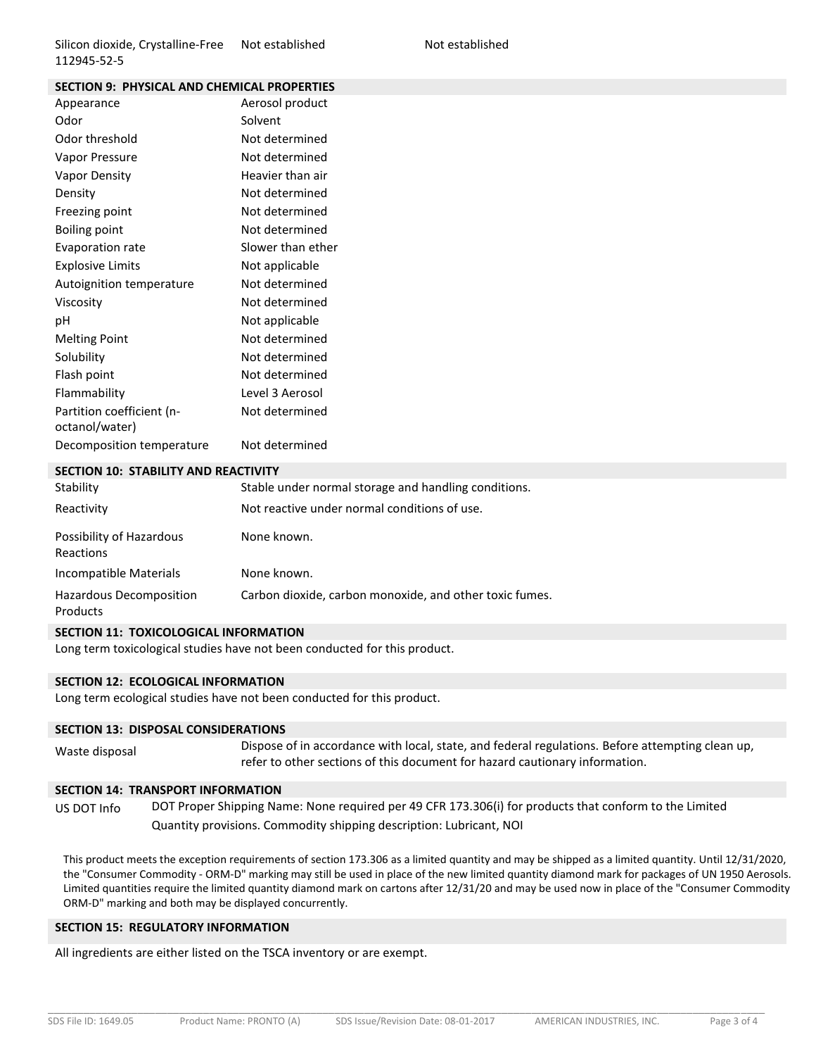| Silicon dioxide, Crystalline-Free 112945-52-5 | Not established | Not established |
|---|---|---|

## SECTION 9: PHYSICAL AND CHEMICAL PROPERTIES

| | |
|---|---|
| Appearance | Aerosol product |
| Odor | Solvent |
| Odor threshold | Not determined |
| Vapor Pressure | Not determined |
| Vapor Density | Heavier than air |
| Density | Not determined |
| Freezing point | Not determined |
| Boiling point | Not determined |
| Evaporation rate | Slower than ether |
| Explosive Limits | Not applicable |
| Autoignition temperature | Not determined |
| Viscosity | Not determined |
| pH | Not applicable |
| Melting Point | Not determined |
| Solubility | Not determined |
| Flash point | Not determined |
| Flammability | Level 3 Aerosol |
| Partition coefficient (n-octanol/water) | Not determined |
| Decomposition temperature | Not determined |

## SECTION 10: STABILITY AND REACTIVITY

| | |
|---|---|
| Stability | Stable under normal storage and handling conditions. |
| Reactivity | Not reactive under normal conditions of use. |
| Possibility of Hazardous Reactions | None known. |
| Incompatible Materials | None known. |
| Hazardous Decomposition Products | Carbon dioxide, carbon monoxide, and other toxic fumes. |

## SECTION 11: TOXICOLOGICAL INFORMATION

Long term toxicological studies have not been conducted for this product.

## SECTION 12: ECOLOGICAL INFORMATION

Long term ecological studies have not been conducted for this product.

## SECTION 13: DISPOSAL CONSIDERATIONS

| | |
|---|---|
| Waste disposal | Dispose of in accordance with local, state, and federal regulations. Before attempting clean up, refer to other sections of this document for hazard cautionary information. |

## SECTION 14: TRANSPORT INFORMATION

| | |
|---|---|
| US DOT Info | DOT Proper Shipping Name: None required per 49 CFR 173.306(i) for products that conform to the Limited Quantity provisions. Commodity shipping description: Lubricant, NOI |

This product meets the exception requirements of section 173.306 as a limited quantity and may be shipped as a limited quantity. Until 12/31/2020, the "Consumer Commodity - ORM-D" marking may still be used in place of the new limited quantity diamond mark for packages of UN 1950 Aerosols. Limited quantities require the limited quantity diamond mark on cartons after 12/31/20 and may be used now in place of the "Consumer Commodity ORM-D" marking and both may be displayed concurrently.

## SECTION 15: REGULATORY INFORMATION

All ingredients are either listed on the TSCA inventory or are exempt.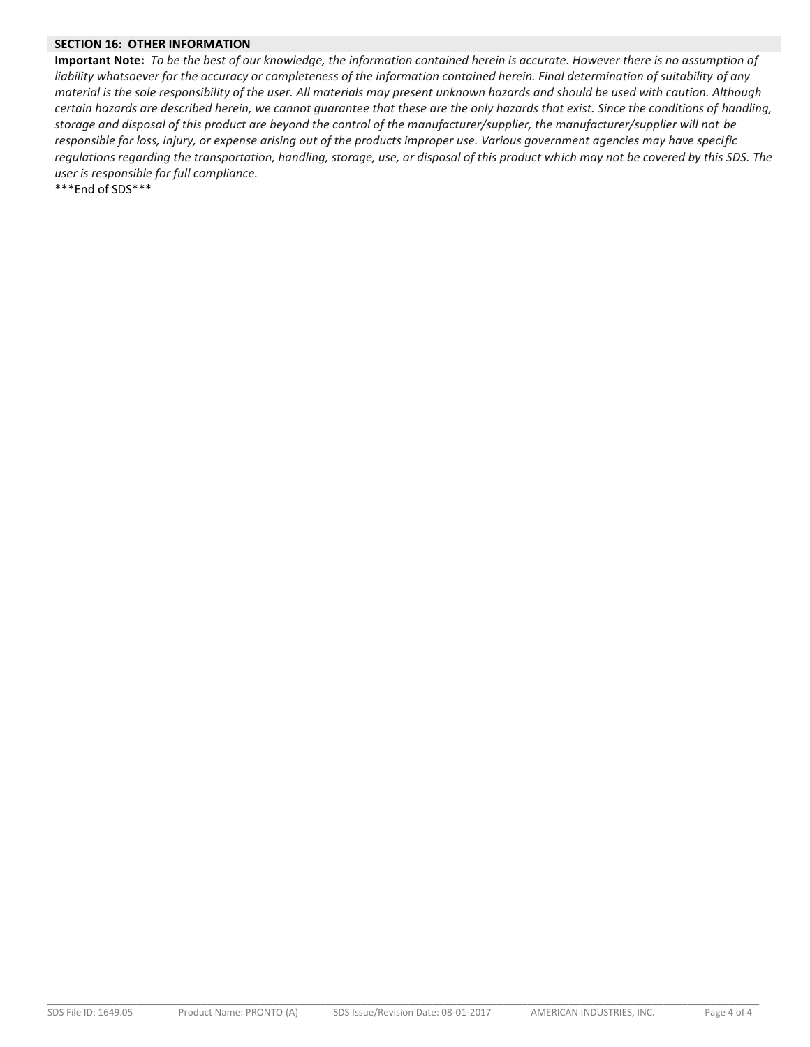## SECTION 16: OTHER INFORMATION

**Important Note:** *To be the best of our knowledge, the information contained herein is accurate. However there is no assumption of liability whatsoever for the accuracy or completeness of the information contained herein. Final determination of suitability of any material is the sole responsibility of the user. All materials may present unknown hazards and should be used with caution. Although certain hazards are described herein, we cannot guarantee that these are the only hazards that exist. Since the conditions of handling, storage and disposal of this product are beyond the control of the manufacturer/supplier, the manufacturer/supplier will not be responsible for loss, injury, or expense arising out of the products improper use. Various government agencies may have specific regulations regarding the transportation, handling, storage, use, or disposal of this product which may not be covered by this SDS. The user is responsible for full compliance.*

***End of SDS***